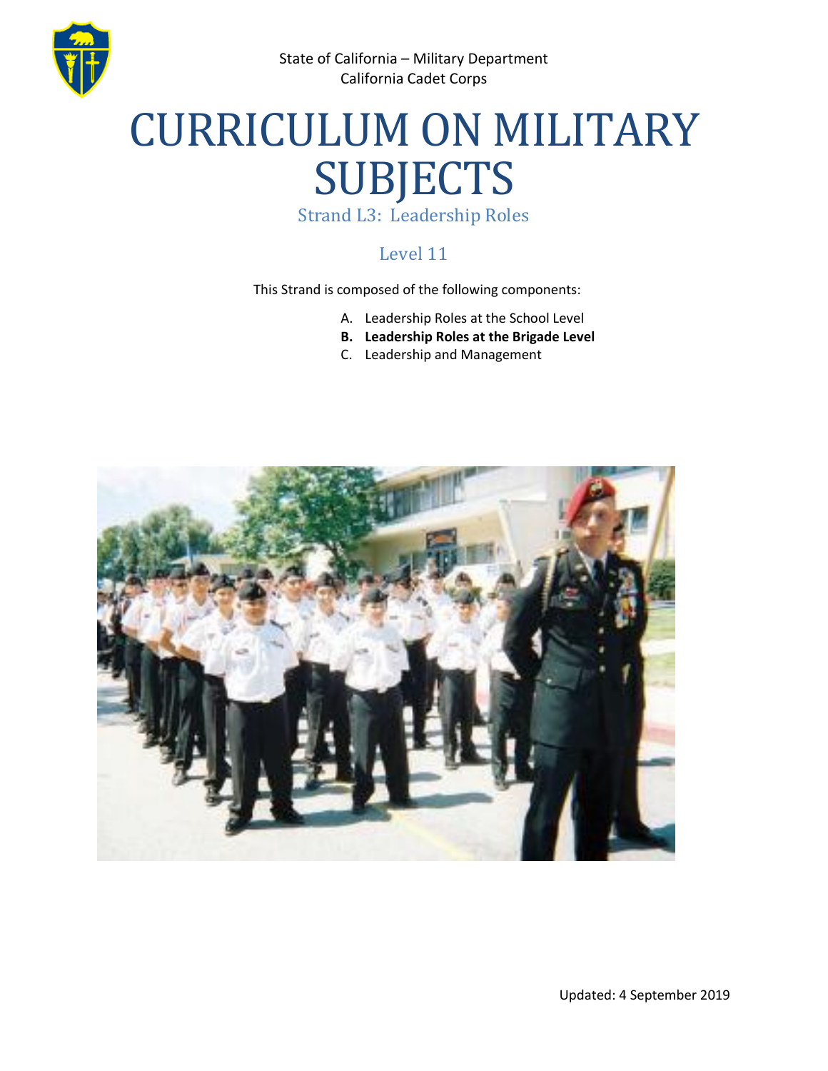State of California – Military Department
California Cadet Corps

# CURRICULUM ON MILITARY SUBJECTS

## Strand L3: Leadership Roles

## Level 11

This Strand is composed of the following components:

A. Leadership Roles at the School Level
**B. Leadership Roles at the Brigade Level**
C. Leadership and Management

Updated: 4 September 2019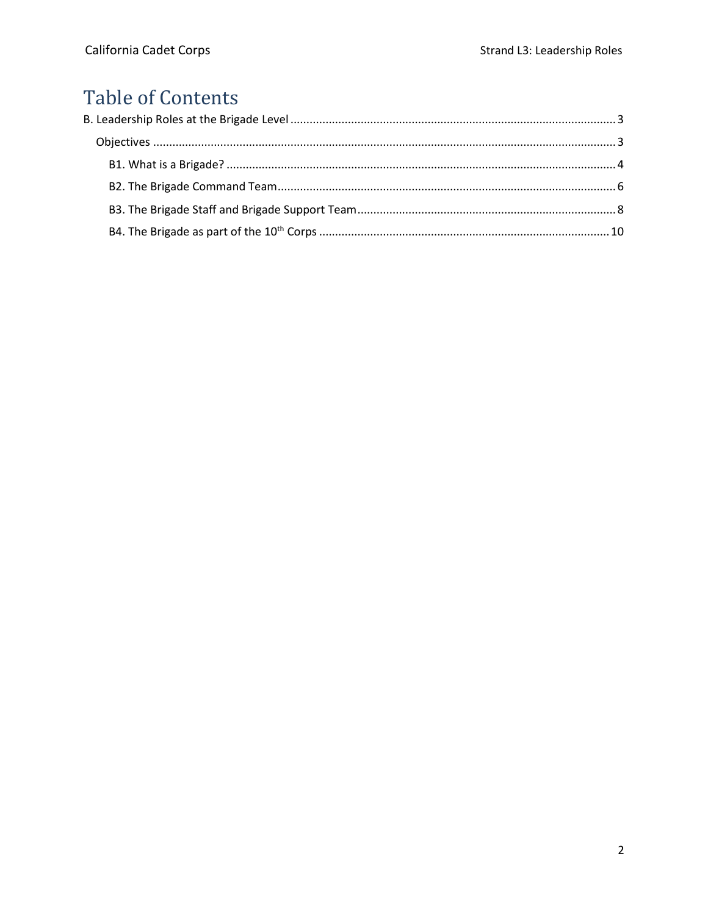# Table of Contents

B. Leadership Roles at the Brigade Level ..... 3

- Objectives ..... 3
  - B1. What is a Brigade? ..... 4
  - B2. The Brigade Command Team ..... 6
  - B3. The Brigade Staff and Brigade Support Team ..... 8
  - B4. The Brigade as part of the 10th Corps ..... 10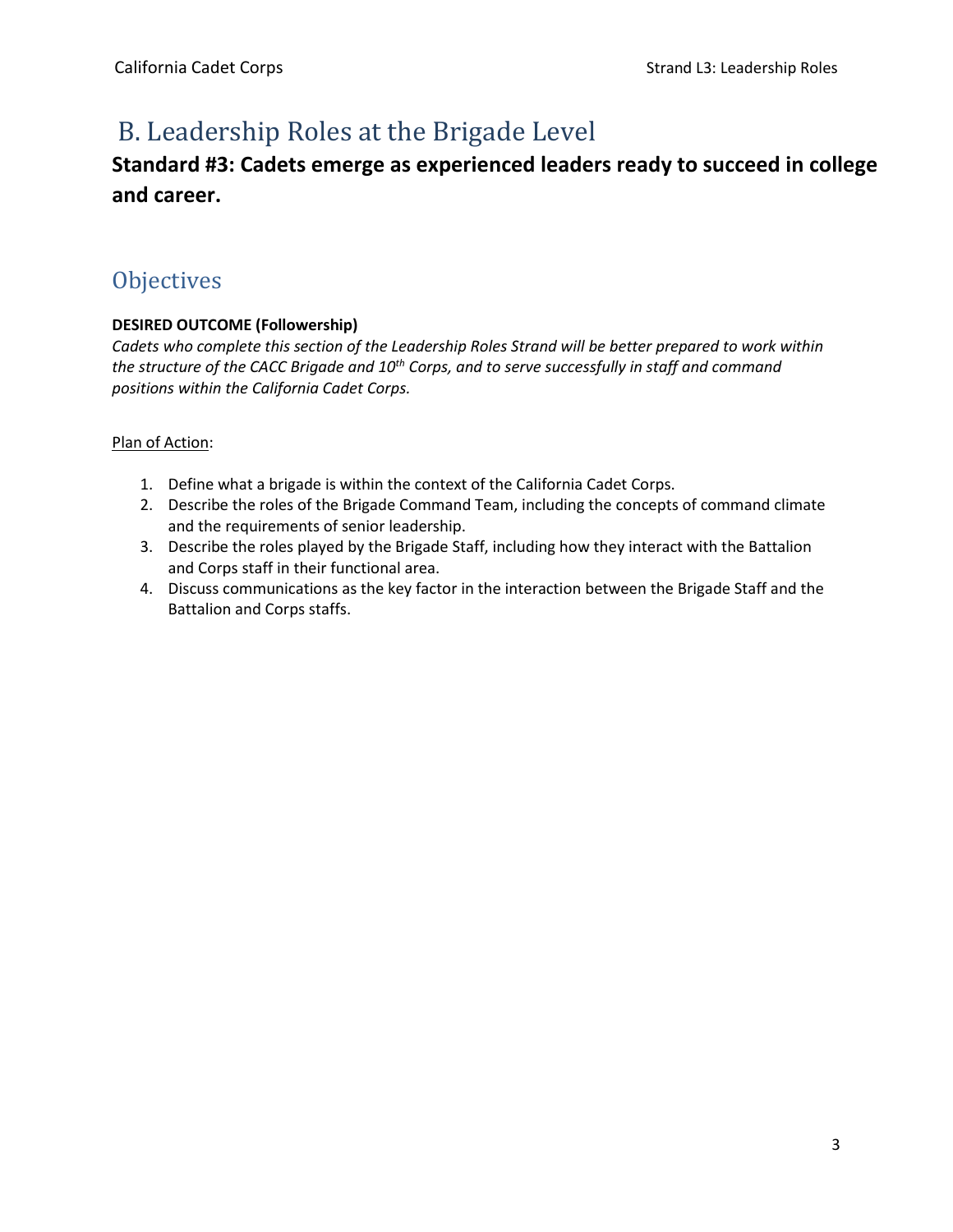# B. Leadership Roles at the Brigade Level

**Standard #3: Cadets emerge as experienced leaders ready to succeed in college and career.**

## Objectives

**DESIRED OUTCOME (Followership)**

*Cadets who complete this section of the Leadership Roles Strand will be better prepared to work within the structure of the CACC Brigade and 10th Corps, and to serve successfully in staff and command positions within the California Cadet Corps.*

Plan of Action:

1. Define what a brigade is within the context of the California Cadet Corps.
2. Describe the roles of the Brigade Command Team, including the concepts of command climate and the requirements of senior leadership.
3. Describe the roles played by the Brigade Staff, including how they interact with the Battalion and Corps staff in their functional area.
4. Discuss communications as the key factor in the interaction between the Brigade Staff and the Battalion and Corps staffs.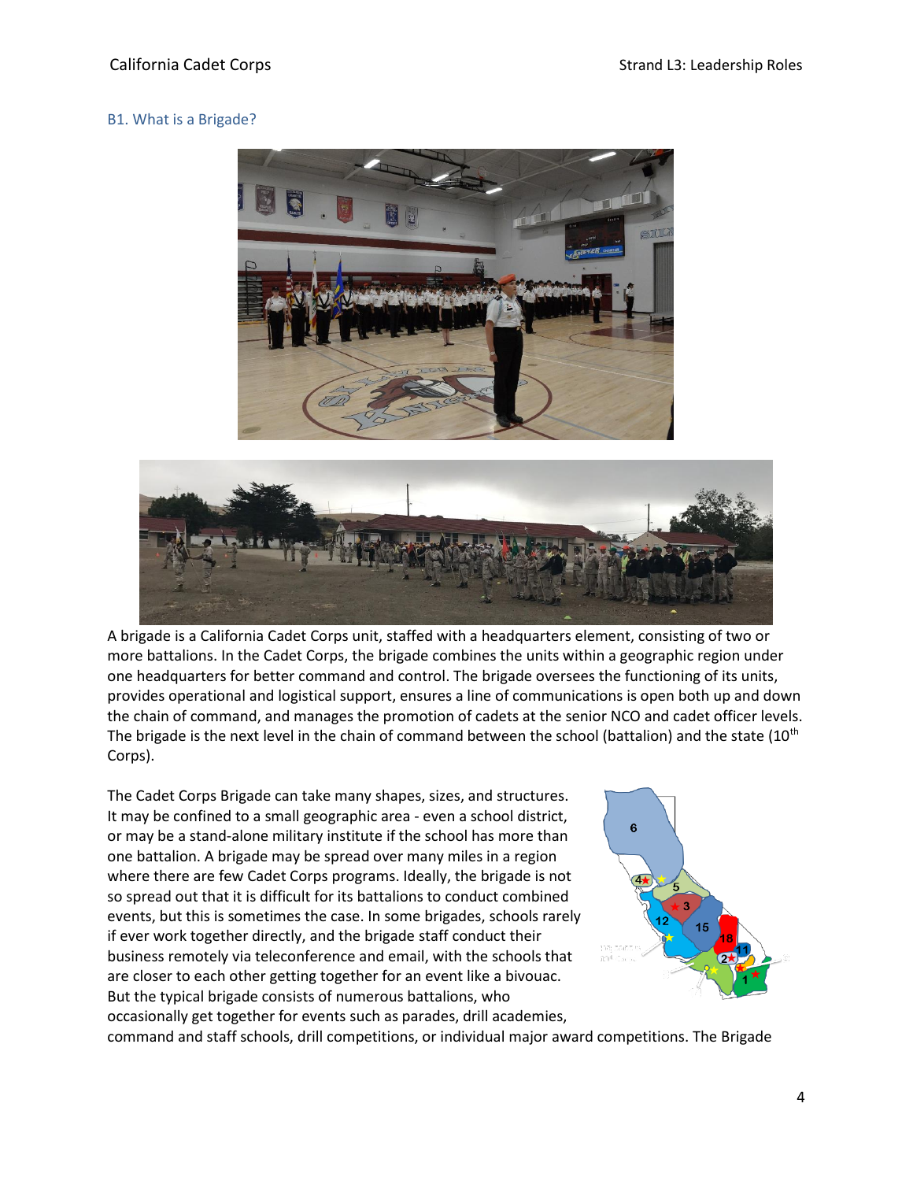## B1. What is a Brigade?

A brigade is a California Cadet Corps unit, staffed with a headquarters element, consisting of two or more battalions. In the Cadet Corps, the brigade combines the units within a geographic region under one headquarters for better command and control. The brigade oversees the functioning of its units, provides operational and logistical support, ensures a line of communications is open both up and down the chain of command, and manages the promotion of cadets at the senior NCO and cadet officer levels. The brigade is the next level in the chain of command between the school (battalion) and the state (10th Corps).

The Cadet Corps Brigade can take many shapes, sizes, and structures. It may be confined to a small geographic area - even a school district, or may be a stand-alone military institute if the school has more than one battalion. A brigade may be spread over many miles in a region where there are few Cadet Corps programs. Ideally, the brigade is not so spread out that it is difficult for its battalions to conduct combined events, but this is sometimes the case. In some brigades, schools rarely if ever work together directly, and the brigade staff conduct their business remotely via teleconference and email, with the schools that are closer to each other getting together for an event like a bivouac. But the typical brigade consists of numerous battalions, who occasionally get together for events such as parades, drill academies, command and staff schools, drill competitions, or individual major award competitions. The Brigade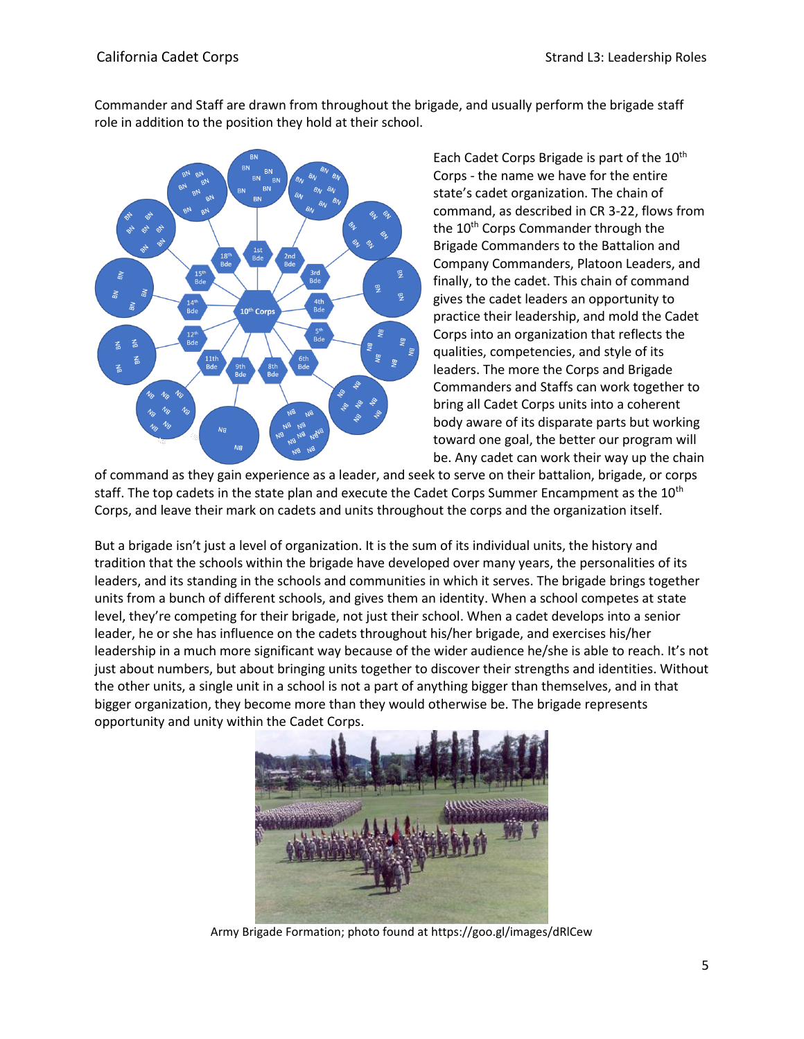Commander and Staff are drawn from throughout the brigade, and usually perform the brigade staff role in addition to the position they hold at their school.

Each Cadet Corps Brigade is part of the 10th Corps - the name we have for the entire state's cadet organization. The chain of command, as described in CR 3-22, flows from the 10th Corps Commander through the Brigade Commanders to the Battalion and Company Commanders, Platoon Leaders, and finally, to the cadet. This chain of command gives the cadet leaders an opportunity to practice their leadership, and mold the Cadet Corps into an organization that reflects the qualities, competencies, and style of its leaders. The more the Corps and Brigade Commanders and Staffs can work together to bring all Cadet Corps units into a coherent body aware of its disparate parts but working toward one goal, the better our program will be. Any cadet can work their way up the chain of command as they gain experience as a leader, and seek to serve on their battalion, brigade, or corps staff. The top cadets in the state plan and execute the Cadet Corps Summer Encampment as the 10th Corps, and leave their mark on cadets and units throughout the corps and the organization itself.

But a brigade isn't just a level of organization. It is the sum of its individual units, the history and tradition that the schools within the brigade have developed over many years, the personalities of its leaders, and its standing in the schools and communities in which it serves. The brigade brings together units from a bunch of different schools, and gives them an identity. When a school competes at state level, they're competing for their brigade, not just their school. When a cadet develops into a senior leader, he or she has influence on the cadets throughout his/her brigade, and exercises his/her leadership in a much more significant way because of the wider audience he/she is able to reach. It's not just about numbers, but about bringing units together to discover their strengths and identities. Without the other units, a single unit in a school is not a part of anything bigger than themselves, and in that bigger organization, they become more than they would otherwise be. The brigade represents opportunity and unity within the Cadet Corps.

Army Brigade Formation; photo found at https://goo.gl/images/dRlCew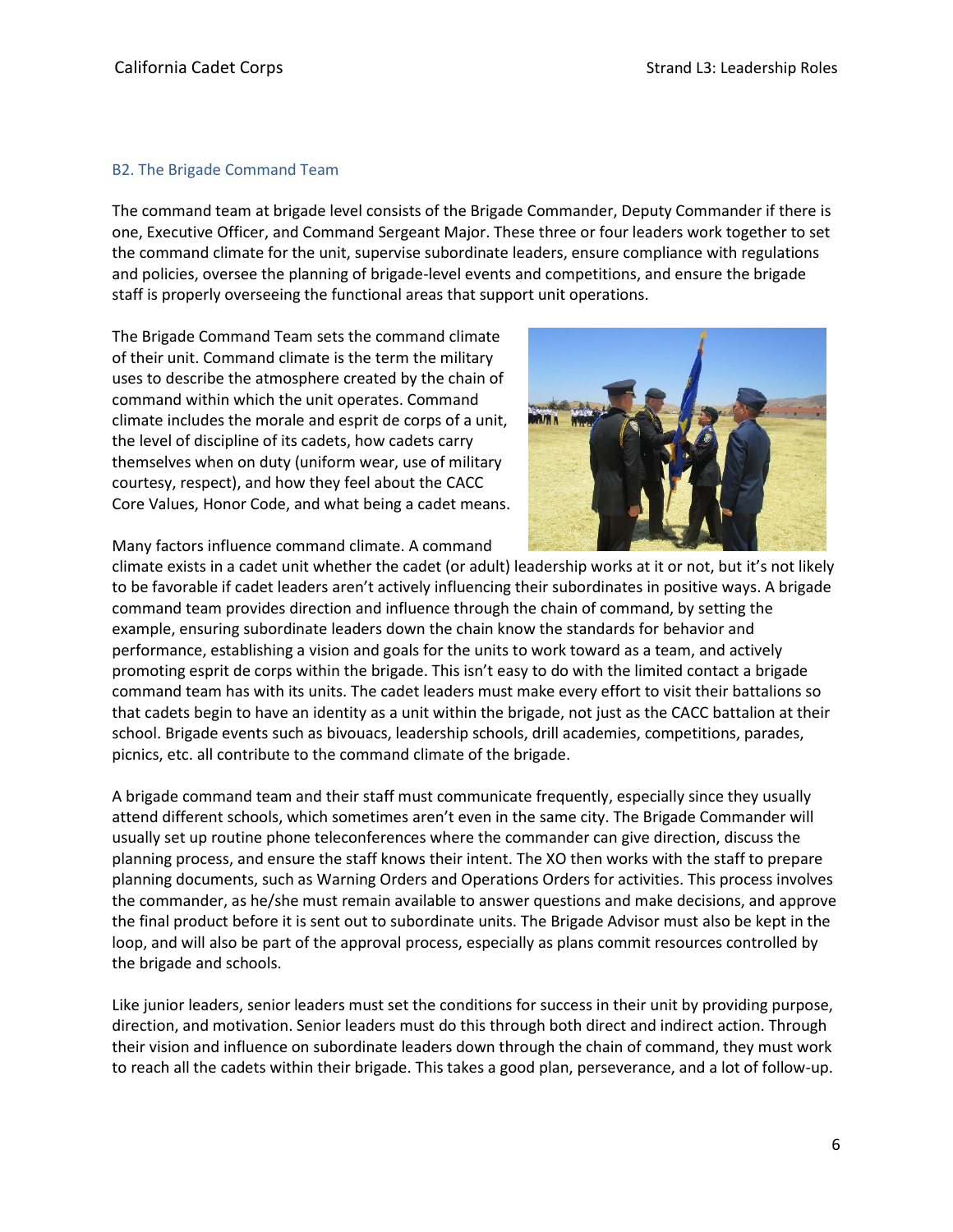## B2. The Brigade Command Team

The command team at brigade level consists of the Brigade Commander, Deputy Commander if there is one, Executive Officer, and Command Sergeant Major. These three or four leaders work together to set the command climate for the unit, supervise subordinate leaders, ensure compliance with regulations and policies, oversee the planning of brigade-level events and competitions, and ensure the brigade staff is properly overseeing the functional areas that support unit operations.

The Brigade Command Team sets the command climate of their unit. Command climate is the term the military uses to describe the atmosphere created by the chain of command within which the unit operates. Command climate includes the morale and esprit de corps of a unit, the level of discipline of its cadets, how cadets carry themselves when on duty (uniform wear, use of military courtesy, respect), and how they feel about the CACC Core Values, Honor Code, and what being a cadet means.

Many factors influence command climate. A command climate exists in a cadet unit whether the cadet (or adult) leadership works at it or not, but it's not likely to be favorable if cadet leaders aren't actively influencing their subordinates in positive ways. A brigade command team provides direction and influence through the chain of command, by setting the example, ensuring subordinate leaders down the chain know the standards for behavior and performance, establishing a vision and goals for the units to work toward as a team, and actively promoting esprit de corps within the brigade. This isn't easy to do with the limited contact a brigade command team has with its units. The cadet leaders must make every effort to visit their battalions so that cadets begin to have an identity as a unit within the brigade, not just as the CACC battalion at their school. Brigade events such as bivouacs, leadership schools, drill academies, competitions, parades, picnics, etc. all contribute to the command climate of the brigade.

A brigade command team and their staff must communicate frequently, especially since they usually attend different schools, which sometimes aren't even in the same city. The Brigade Commander will usually set up routine phone teleconferences where the commander can give direction, discuss the planning process, and ensure the staff knows their intent. The XO then works with the staff to prepare planning documents, such as Warning Orders and Operations Orders for activities. This process involves the commander, as he/she must remain available to answer questions and make decisions, and approve the final product before it is sent out to subordinate units. The Brigade Advisor must also be kept in the loop, and will also be part of the approval process, especially as plans commit resources controlled by the brigade and schools.

Like junior leaders, senior leaders must set the conditions for success in their unit by providing purpose, direction, and motivation. Senior leaders must do this through both direct and indirect action. Through their vision and influence on subordinate leaders down through the chain of command, they must work to reach all the cadets within their brigade. This takes a good plan, perseverance, and a lot of follow-up.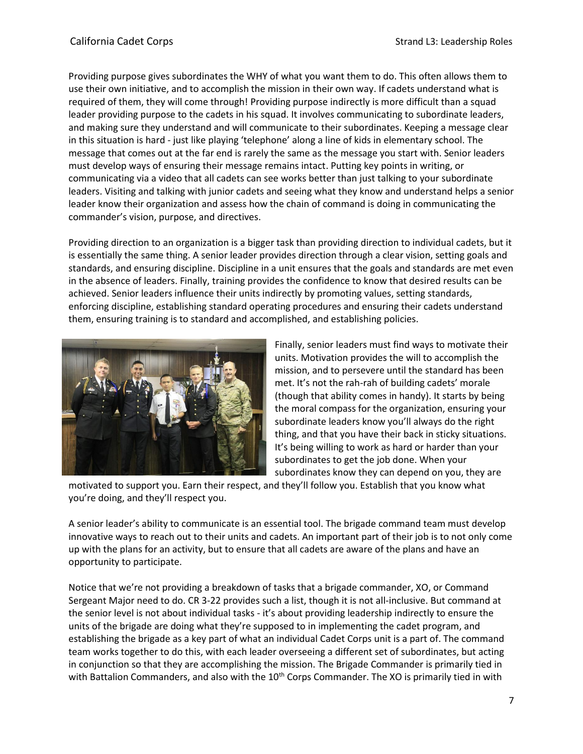Providing purpose gives subordinates the WHY of what you want them to do. This often allows them to use their own initiative, and to accomplish the mission in their own way. If cadets understand what is required of them, they will come through! Providing purpose indirectly is more difficult than a squad leader providing purpose to the cadets in his squad. It involves communicating to subordinate leaders, and making sure they understand and will communicate to their subordinates. Keeping a message clear in this situation is hard - just like playing 'telephone' along a line of kids in elementary school. The message that comes out at the far end is rarely the same as the message you start with. Senior leaders must develop ways of ensuring their message remains intact. Putting key points in writing, or communicating via a video that all cadets can see works better than just talking to your subordinate leaders. Visiting and talking with junior cadets and seeing what they know and understand helps a senior leader know their organization and assess how the chain of command is doing in communicating the commander's vision, purpose, and directives.

Providing direction to an organization is a bigger task than providing direction to individual cadets, but it is essentially the same thing. A senior leader provides direction through a clear vision, setting goals and standards, and ensuring discipline. Discipline in a unit ensures that the goals and standards are met even in the absence of leaders. Finally, training provides the confidence to know that desired results can be achieved. Senior leaders influence their units indirectly by promoting values, setting standards, enforcing discipline, establishing standard operating procedures and ensuring their cadets understand them, ensuring training is to standard and accomplished, and establishing policies.

Finally, senior leaders must find ways to motivate their units. Motivation provides the will to accomplish the mission, and to persevere until the standard has been met. It's not the rah-rah of building cadets' morale (though that ability comes in handy). It starts by being the moral compass for the organization, ensuring your subordinate leaders know you'll always do the right thing, and that you have their back in sticky situations. It's being willing to work as hard or harder than your subordinates to get the job done. When your subordinates know they can depend on you, they are motivated to support you. Earn their respect, and they'll follow you. Establish that you know what you're doing, and they'll respect you.

A senior leader's ability to communicate is an essential tool. The brigade command team must develop innovative ways to reach out to their units and cadets. An important part of their job is to not only come up with the plans for an activity, but to ensure that all cadets are aware of the plans and have an opportunity to participate.

Notice that we're not providing a breakdown of tasks that a brigade commander, XO, or Command Sergeant Major need to do. CR 3-22 provides such a list, though it is not all-inclusive. But command at the senior level is not about individual tasks - it's about providing leadership indirectly to ensure the units of the brigade are doing what they're supposed to in implementing the cadet program, and establishing the brigade as a key part of what an individual Cadet Corps unit is a part of. The command team works together to do this, with each leader overseeing a different set of subordinates, but acting in conjunction so that they are accomplishing the mission. The Brigade Commander is primarily tied in with Battalion Commanders, and also with the 10th Corps Commander. The XO is primarily tied in with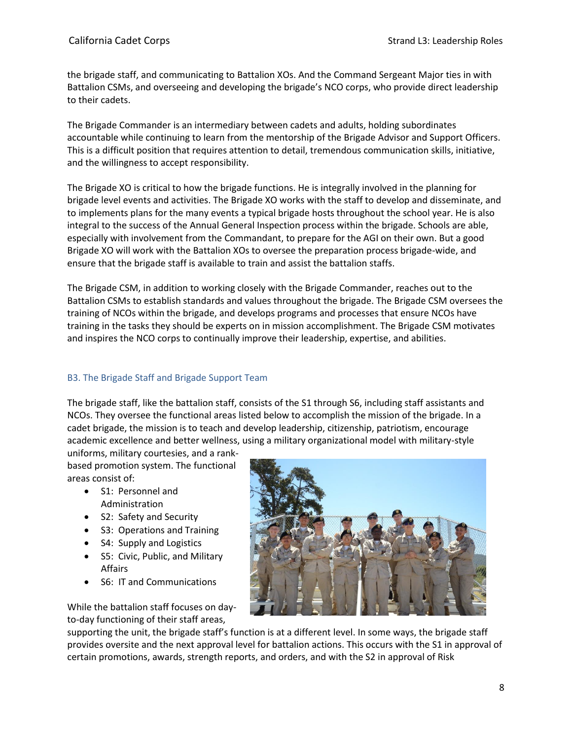the brigade staff, and communicating to Battalion XOs. And the Command Sergeant Major ties in with Battalion CSMs, and overseeing and developing the brigade's NCO corps, who provide direct leadership to their cadets.

The Brigade Commander is an intermediary between cadets and adults, holding subordinates accountable while continuing to learn from the mentorship of the Brigade Advisor and Support Officers. This is a difficult position that requires attention to detail, tremendous communication skills, initiative, and the willingness to accept responsibility.

The Brigade XO is critical to how the brigade functions. He is integrally involved in the planning for brigade level events and activities. The Brigade XO works with the staff to develop and disseminate, and to implements plans for the many events a typical brigade hosts throughout the school year. He is also integral to the success of the Annual General Inspection process within the brigade. Schools are able, especially with involvement from the Commandant, to prepare for the AGI on their own. But a good Brigade XO will work with the Battalion XOs to oversee the preparation process brigade-wide, and ensure that the brigade staff is available to train and assist the battalion staffs.

The Brigade CSM, in addition to working closely with the Brigade Commander, reaches out to the Battalion CSMs to establish standards and values throughout the brigade. The Brigade CSM oversees the training of NCOs within the brigade, and develops programs and processes that ensure NCOs have training in the tasks they should be experts on in mission accomplishment. The Brigade CSM motivates and inspires the NCO corps to continually improve their leadership, expertise, and abilities.

### B3. The Brigade Staff and Brigade Support Team

The brigade staff, like the battalion staff, consists of the S1 through S6, including staff assistants and NCOs. They oversee the functional areas listed below to accomplish the mission of the brigade. In a cadet brigade, the mission is to teach and develop leadership, citizenship, patriotism, encourage academic excellence and better wellness, using a military organizational model with military-style uniforms, military courtesies, and a rank-based promotion system. The functional areas consist of:

- S1: Personnel and Administration
- S2: Safety and Security
- S3: Operations and Training
- S4: Supply and Logistics
- S5: Civic, Public, and Military Affairs
- S6: IT and Communications

While the battalion staff focuses on day-to-day functioning of their staff areas, supporting the unit, the brigade staff's function is at a different level. In some ways, the brigade staff provides oversite and the next approval level for battalion actions. This occurs with the S1 in approval of certain promotions, awards, strength reports, and orders, and with the S2 in approval of Risk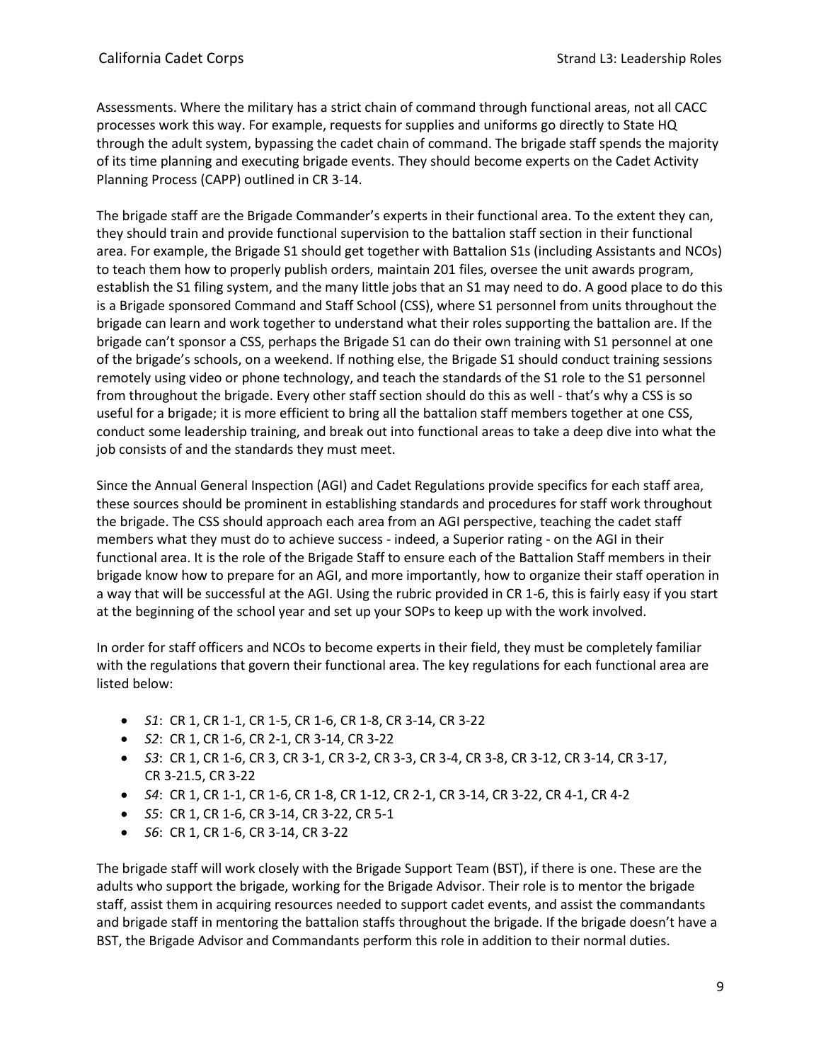Assessments. Where the military has a strict chain of command through functional areas, not all CACC processes work this way. For example, requests for supplies and uniforms go directly to State HQ through the adult system, bypassing the cadet chain of command. The brigade staff spends the majority of its time planning and executing brigade events. They should become experts on the Cadet Activity Planning Process (CAPP) outlined in CR 3-14.

The brigade staff are the Brigade Commander's experts in their functional area. To the extent they can, they should train and provide functional supervision to the battalion staff section in their functional area. For example, the Brigade S1 should get together with Battalion S1s (including Assistants and NCOs) to teach them how to properly publish orders, maintain 201 files, oversee the unit awards program, establish the S1 filing system, and the many little jobs that an S1 may need to do. A good place to do this is a Brigade sponsored Command and Staff School (CSS), where S1 personnel from units throughout the brigade can learn and work together to understand what their roles supporting the battalion are. If the brigade can't sponsor a CSS, perhaps the Brigade S1 can do their own training with S1 personnel at one of the brigade's schools, on a weekend. If nothing else, the Brigade S1 should conduct training sessions remotely using video or phone technology, and teach the standards of the S1 role to the S1 personnel from throughout the brigade. Every other staff section should do this as well - that's why a CSS is so useful for a brigade; it is more efficient to bring all the battalion staff members together at one CSS, conduct some leadership training, and break out into functional areas to take a deep dive into what the job consists of and the standards they must meet.

Since the Annual General Inspection (AGI) and Cadet Regulations provide specifics for each staff area, these sources should be prominent in establishing standards and procedures for staff work throughout the brigade. The CSS should approach each area from an AGI perspective, teaching the cadet staff members what they must do to achieve success - indeed, a Superior rating - on the AGI in their functional area. It is the role of the Brigade Staff to ensure each of the Battalion Staff members in their brigade know how to prepare for an AGI, and more importantly, how to organize their staff operation in a way that will be successful at the AGI. Using the rubric provided in CR 1-6, this is fairly easy if you start at the beginning of the school year and set up your SOPs to keep up with the work involved.

In order for staff officers and NCOs to become experts in their field, they must be completely familiar with the regulations that govern their functional area. The key regulations for each functional area are listed below:

- *S1*: CR 1, CR 1-1, CR 1-5, CR 1-6, CR 1-8, CR 3-14, CR 3-22
- *S2*: CR 1, CR 1-6, CR 2-1, CR 3-14, CR 3-22
- *S3*: CR 1, CR 1-6, CR 3, CR 3-1, CR 3-2, CR 3-3, CR 3-4, CR 3-8, CR 3-12, CR 3-14, CR 3-17, CR 3-21.5, CR 3-22
- *S4*: CR 1, CR 1-1, CR 1-6, CR 1-8, CR 1-12, CR 2-1, CR 3-14, CR 3-22, CR 4-1, CR 4-2
- *S5*: CR 1, CR 1-6, CR 3-14, CR 3-22, CR 5-1
- *S6*: CR 1, CR 1-6, CR 3-14, CR 3-22

The brigade staff will work closely with the Brigade Support Team (BST), if there is one. These are the adults who support the brigade, working for the Brigade Advisor. Their role is to mentor the brigade staff, assist them in acquiring resources needed to support cadet events, and assist the commandants and brigade staff in mentoring the battalion staffs throughout the brigade. If the brigade doesn't have a BST, the Brigade Advisor and Commandants perform this role in addition to their normal duties.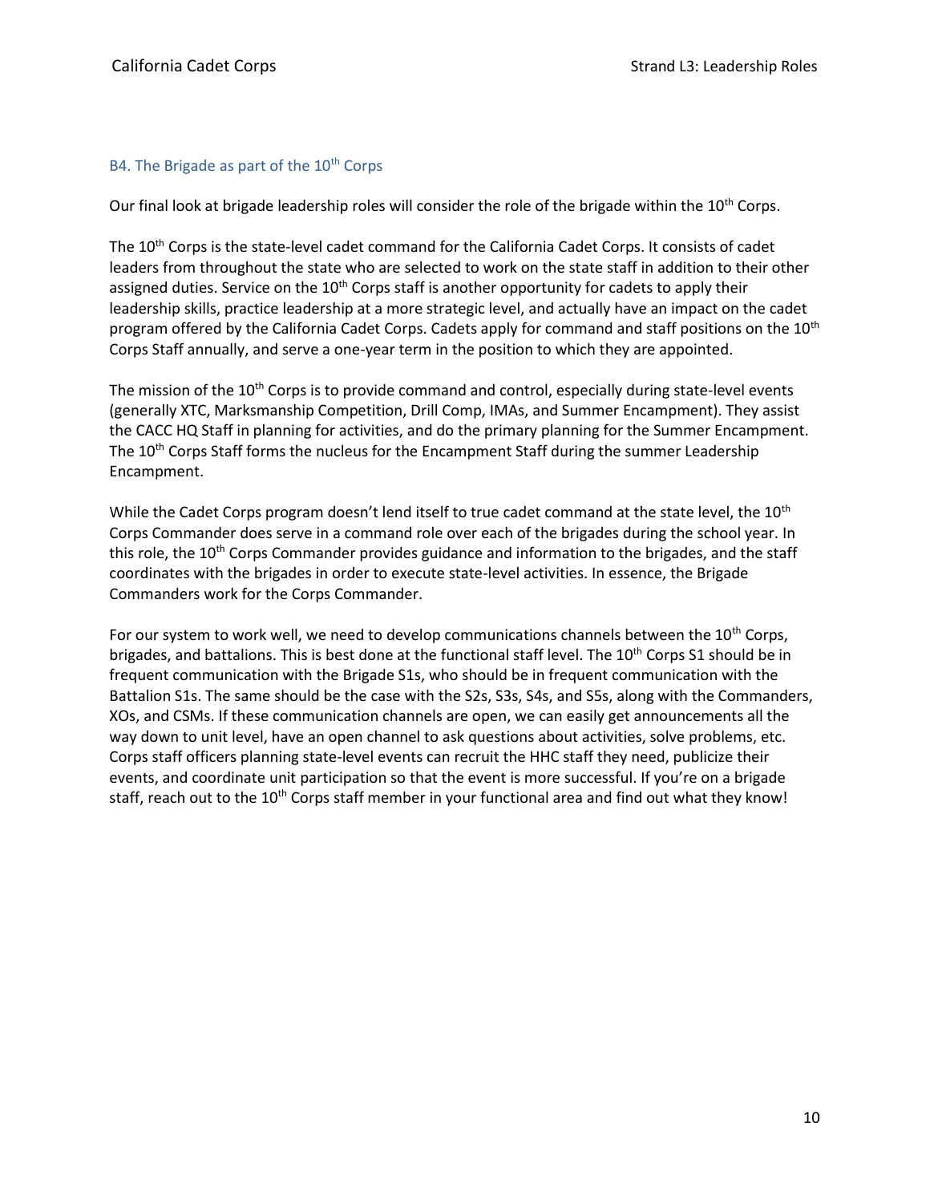### B4. The Brigade as part of the 10th Corps

Our final look at brigade leadership roles will consider the role of the brigade within the 10th Corps.

The 10th Corps is the state-level cadet command for the California Cadet Corps. It consists of cadet leaders from throughout the state who are selected to work on the state staff in addition to their other assigned duties. Service on the 10th Corps staff is another opportunity for cadets to apply their leadership skills, practice leadership at a more strategic level, and actually have an impact on the cadet program offered by the California Cadet Corps. Cadets apply for command and staff positions on the 10th Corps Staff annually, and serve a one-year term in the position to which they are appointed.

The mission of the 10th Corps is to provide command and control, especially during state-level events (generally XTC, Marksmanship Competition, Drill Comp, IMAs, and Summer Encampment). They assist the CACC HQ Staff in planning for activities, and do the primary planning for the Summer Encampment. The 10th Corps Staff forms the nucleus for the Encampment Staff during the summer Leadership Encampment.

While the Cadet Corps program doesn't lend itself to true cadet command at the state level, the 10th Corps Commander does serve in a command role over each of the brigades during the school year. In this role, the 10th Corps Commander provides guidance and information to the brigades, and the staff coordinates with the brigades in order to execute state-level activities. In essence, the Brigade Commanders work for the Corps Commander.

For our system to work well, we need to develop communications channels between the 10th Corps, brigades, and battalions. This is best done at the functional staff level. The 10th Corps S1 should be in frequent communication with the Brigade S1s, who should be in frequent communication with the Battalion S1s. The same should be the case with the S2s, S3s, S4s, and S5s, along with the Commanders, XOs, and CSMs. If these communication channels are open, we can easily get announcements all the way down to unit level, have an open channel to ask questions about activities, solve problems, etc. Corps staff officers planning state-level events can recruit the HHC staff they need, publicize their events, and coordinate unit participation so that the event is more successful. If you're on a brigade staff, reach out to the 10th Corps staff member in your functional area and find out what they know!